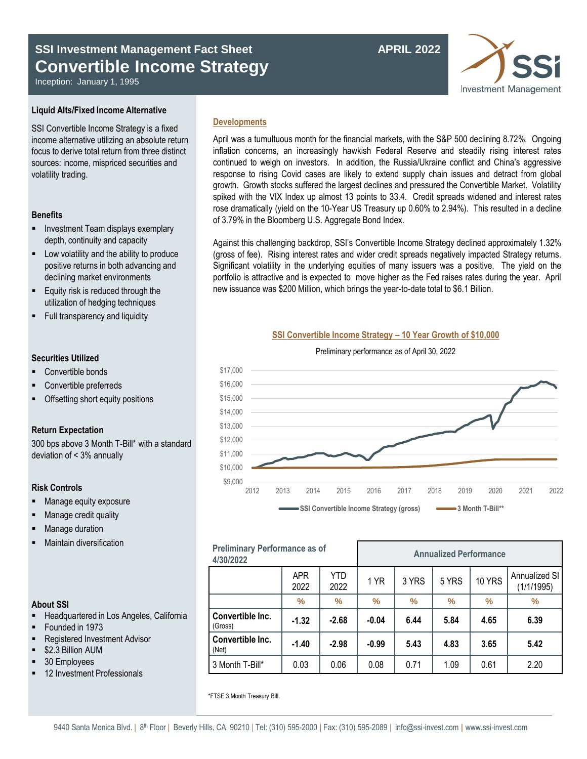# SSI Investment Management Fact Sheet

## Convertible Income Strategy

Inception: January 1, 1995

**APRIL 2022**

### Liquid Alts/Fixed Income Alternative

SSI Convertible Income Strategy is a fixed income alternative utilizing an absolute return focus to derive total return from three distinct sources: income, mispriced securities and volatility trading.

### Benefits

- Investment Team displays exemplary depth, continuity and capacity
- Low volatility and the ability to produce positive returns in both advancing and declining market environments
- Equity risk is reduced through the utilization of hedging techniques
- Full transparency and liquidity

### Securities Utilized

- Convertible bonds
- Convertible preferreds
- Offsetting short equity positions

### Return Expectation

300 bps above 3 Month T-Bill* with a standard deviation of < 3% annually

### Risk Controls

- Manage equity exposure
- Manage credit quality
- Manage duration
- Maintain diversification

### About SSI

- Headquartered in Los Angeles, California
- Founded in 1973
- Registered Investment Advisor
- $2.3 Billion AUM
- 30 Employees
- 12 Investment Professionals

### Developments

April was a tumultuous month for the financial markets, with the S&P 500 declining 8.72%. Ongoing inflation concerns, an increasingly hawkish Federal Reserve and steadily rising interest rates continued to weigh on investors. In addition, the Russia/Ukraine conflict and China's aggressive response to rising Covid cases are likely to extend supply chain issues and detract from global growth. Growth stocks suffered the largest declines and pressured the Convertible Market. Volatility spiked with the VIX Index up almost 13 points to 33.4. Credit spreads widened and interest rates rose dramatically (yield on the 10-Year US Treasury up 0.60% to 2.94%). This resulted in a decline of 3.79% in the Bloomberg U.S. Aggregate Bond Index.

Against this challenging backdrop, SSI's Convertible Income Strategy declined approximately 1.32% (gross of fee). Rising interest rates and wider credit spreads negatively impacted Strategy returns. Significant volatility in the underlying equities of many issuers was a positive. The yield on the portfolio is attractive and is expected to move higher as the Fed raises rates during the year. April new issuance was $200 Million, which brings the year-to-date total to $6.1 Billion.

### SSI Convertible Income Strategy – 10 Year Growth of $10,000

Preliminary performance as of April 30, 2022

Legend: SSI Convertible Income Strategy (gross); 3 Month T-Bill**

### Preliminary Performance as of 4/30/2022

| | APR 2022 | YTD 2022 | 1 YR | 3 YRS | 5 YRS | 10 YRS | Annualized SI (1/1/1995) |
|---|---|---|---|---|---|---|---|
| | | | **Annualized Performance** | | | | |
| | % | % | % | % | % | % | % |
| **Convertible Inc.** (Gross) | **-1.32** | **-2.68** | **-0.04** | **6.44** | **5.84** | **4.65** | **6.39** |
| **Convertible Inc.** (Net) | **-1.40** | **-2.98** | **-0.99** | **5.43** | **4.83** | **3.65** | **5.42** |
| 3 Month T-Bill* | 0.03 | 0.06 | 0.08 | 0.71 | 1.09 | 0.61 | 2.20 |

*FTSE 3 Month Treasury Bill.

9440 Santa Monica Blvd. | 8th Floor | Beverly Hills, CA 90210 | Tel: (310) 595-2000 | Fax: (310) 595-2089 | info@ssi-invest.com | www.ssi-invest.com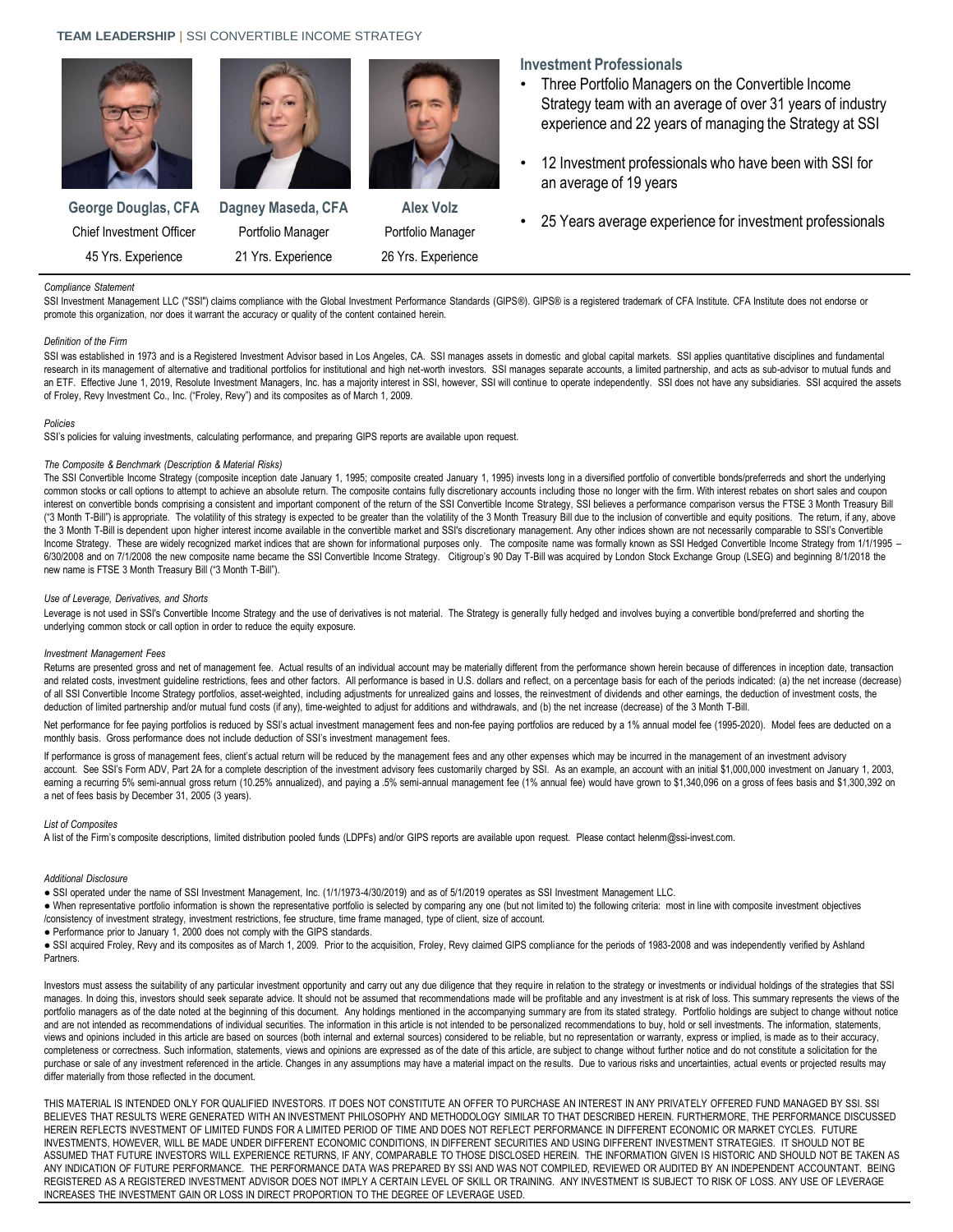**TEAM LEADERSHIP** | SSI CONVERTIBLE INCOME STRATEGY

**George Douglas, CFA**
Chief Investment Officer
45 Yrs. Experience

**Dagney Maseda, CFA**
Portfolio Manager
21 Yrs. Experience

**Alex Volz**
Portfolio Manager
26 Yrs. Experience

### Investment Professionals

- Three Portfolio Managers on the Convertible Income Strategy team with an average of over 31 years of industry experience and 22 years of managing the Strategy at SSI
- 12 Investment professionals who have been with SSI for an average of 19 years
- 25 Years average experience for investment professionals

*Compliance Statement*

SSI Investment Management LLC ("SSI") claims compliance with the Global Investment Performance Standards (GIPS®). GIPS® is a registered trademark of CFA Institute. CFA Institute does not endorse or promote this organization, nor does it warrant the accuracy or quality of the content contained herein.

*Definition of the Firm*

SSI was established in 1973 and is a Registered Investment Advisor based in Los Angeles, CA. SSI manages assets in domestic and global capital markets. SSI applies quantitative disciplines and fundamental research in its management of alternative and traditional portfolios for institutional and high net-worth investors. SSI manages separate accounts, a limited partnership, and acts as sub-advisor to mutual funds and an ETF. Effective June 1, 2019, Resolute Investment Managers, Inc. has a majority interest in SSI, however, SSI will continue to operate independently. SSI does not have any subsidiaries. SSI acquired the assets of Froley, Revy Investment Co., Inc. ("Froley, Revy") and its composites as of March 1, 2009.

*Policies*

SSI's policies for valuing investments, calculating performance, and preparing GIPS reports are available upon request.

*The Composite & Benchmark (Description & Material Risks)*

The SSI Convertible Income Strategy (composite inception date January 1, 1995; composite created January 1, 1995) invests long in a diversified portfolio of convertible bonds/preferreds and short the underlying common stocks or call options to attempt to achieve an absolute return. The composite contains fully discretionary accounts including those no longer with the firm. With interest rebates on short sales and coupon interest on convertible bonds comprising a consistent and important component of the return of the SSI Convertible Income Strategy, SSI believes a performance comparison versus the FTSE 3 Month Treasury Bill ("3 Month T-Bill") is appropriate. The volatility of this strategy is expected to be greater than the volatility of the 3 Month Treasury Bill due to the inclusion of convertible and equity positions. The return, if any, above the 3 Month T-Bill is dependent upon higher interest income available in the convertible market and SSI's discretionary management. Any other indices shown are not necessarily comparable to SSI's Convertible Income Strategy. These are widely recognized market indices that are shown for informational purposes only. The composite name was formally known as SSI Hedged Convertible Income Strategy from 1/1/1995 – 6/30/2008 and on 7/1/2008 the new composite name became the SSI Convertible Income Strategy. Citigroup's 90 Day T-Bill was acquired by London Stock Exchange Group (LSEG) and beginning 8/1/2018 the new name is FTSE 3 Month Treasury Bill ("3 Month T-Bill").

*Use of Leverage, Derivatives, and Shorts*

Leverage is not used in SSI's Convertible Income Strategy and the use of derivatives is not material. The Strategy is generally fully hedged and involves buying a convertible bond/preferred and shorting the underlying common stock or call option in order to reduce the equity exposure.

*Investment Management Fees*

Returns are presented gross and net of management fee. Actual results of an individual account may be materially different from the performance shown herein because of differences in inception date, transaction and related costs, investment guideline restrictions, fees and other factors. All performance is based in U.S. dollars and reflect, on a percentage basis for each of the periods indicated: (a) the net increase (decrease) of all SSI Convertible Income Strategy portfolios, asset-weighted, including adjustments for unrealized gains and losses, the reinvestment of dividends and other earnings, the deduction of investment costs, the deduction of limited partnership and/or mutual fund costs (if any), time-weighted to adjust for additions and withdrawals, and (b) the net increase (decrease) of the 3 Month T-Bill.

Net performance for fee paying portfolios is reduced by SSI's actual investment management fees and non-fee paying portfolios are reduced by a 1% annual model fee (1995-2020). Model fees are deducted on a monthly basis. Gross performance does not include deduction of SSI's investment management fees.

If performance is gross of management fees, client's actual return will be reduced by the management fees and any other expenses which may be incurred in the management of an investment advisory account. See SSI's Form ADV, Part 2A for a complete description of the investment advisory fees customarily charged by SSI. As an example, an account with an initial $1,000,000 investment on January 1, 2003, earning a recurring 5% semi-annual gross return (10.25% annualized), and paying a .5% semi-annual management fee (1% annual fee) would have grown to $1,340,096 on a gross of fees basis and $1,300,392 on a net of fees basis by December 31, 2005 (3 years).

*List of Composites*

A list of the Firm's composite descriptions, limited distribution pooled funds (LDPFs) and/or GIPS reports are available upon request. Please contact helenm@ssi-invest.com.

*Additional Disclosure*

- SSI operated under the name of SSI Investment Management, Inc. (1/1/1973-4/30/2019) and as of 5/1/2019 operates as SSI Investment Management LLC.
- When representative portfolio information is shown the representative portfolio is selected by comparing any one (but not limited to) the following criteria: most in line with composite investment objectives /consistency of investment strategy, investment restrictions, fee structure, time frame managed, type of client, size of account.
- Performance prior to January 1, 2000 does not comply with the GIPS standards.
- SSI acquired Froley, Revy and its composites as of March 1, 2009. Prior to the acquisition, Froley, Revy claimed GIPS compliance for the periods of 1983-2008 and was independently verified by Ashland Partners.

Investors must assess the suitability of any particular investment opportunity and carry out any due diligence that they require in relation to the strategy or investments or individual holdings of the strategies that SSI manages. In doing this, investors should seek separate advice. It should not be assumed that recommendations made will be profitable and any investment is at risk of loss. This summary represents the views of the portfolio managers as of the date noted at the beginning of this document. Any holdings mentioned in the accompanying summary are from its stated strategy. Portfolio holdings are subject to change without notice and are not intended as recommendations of individual securities. The information in this article is not intended to be personalized recommendations to buy, hold or sell investments. The information, statements, views and opinions included in this article are based on sources (both internal and external sources) considered to be reliable, but no representation or warranty, express or implied, is made as to their accuracy, completeness or correctness. Such information, statements, views and opinions are expressed as of the date of this article, are subject to change without further notice and do not constitute a solicitation for the purchase or sale of any investment referenced in the article. Changes in any assumptions may have a material impact on the results. Due to various risks and uncertainties, actual events or projected results may differ materially from those reflected in the document.

THIS MATERIAL IS INTENDED ONLY FOR QUALIFIED INVESTORS. IT DOES NOT CONSTITUTE AN OFFER TO PURCHASE AN INTEREST IN ANY PRIVATELY OFFERED FUND MANAGED BY SSI. SSI BELIEVES THAT RESULTS WERE GENERATED WITH AN INVESTMENT PHILOSOPHY AND METHODOLOGY SIMILAR TO THAT DESCRIBED HEREIN. FURTHERMORE, THE PERFORMANCE DISCUSSED HEREIN REFLECTS INVESTMENT OF LIMITED FUNDS FOR A LIMITED PERIOD OF TIME AND DOES NOT REFLECT PERFORMANCE IN DIFFERENT ECONOMIC OR MARKET CYCLES. FUTURE INVESTMENTS, HOWEVER, WILL BE MADE UNDER DIFFERENT ECONOMIC CONDITIONS, IN DIFFERENT SECURITIES AND USING DIFFERENT INVESTMENT STRATEGIES. IT SHOULD NOT BE ASSUMED THAT FUTURE INVESTORS WILL EXPERIENCE RETURNS, IF ANY, COMPARABLE TO THOSE DISCLOSED HEREIN. THE INFORMATION GIVEN IS HISTORIC AND SHOULD NOT BE TAKEN AS ANY INDICATION OF FUTURE PERFORMANCE. THE PERFORMANCE DATA WAS PREPARED BY SSI AND WAS NOT COMPILED, REVIEWED OR AUDITED BY AN INDEPENDENT ACCOUNTANT. BEING REGISTERED AS A REGISTERED INVESTMENT ADVISOR DOES NOT IMPLY A CERTAIN LEVEL OF SKILL OR TRAINING. ANY INVESTMENT IS SUBJECT TO RISK OF LOSS. ANY USE OF LEVERAGE INCREASES THE INVESTMENT GAIN OR LOSS IN DIRECT PROPORTION TO THE DEGREE OF LEVERAGE USED.